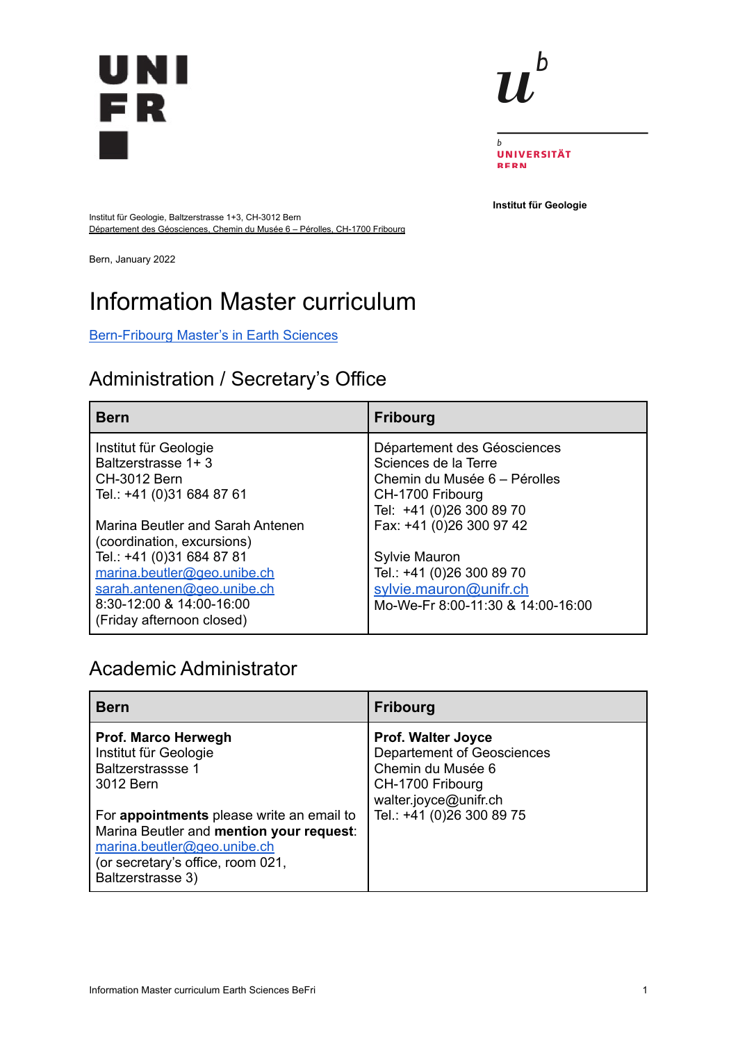UNI FR

UNIVERSITÄT BERN

**Institut für Geologie**

Institut für Geologie, Baltzerstrasse 1+3, CH-3012 Bern
Département des Géosciences, Chemin du Musée 6 – Pérolles, CH-1700 Fribourg

Bern, January 2022

# Information Master curriculum

Bern-Fribourg Master's in Earth Sciences

## Administration / Secretary's Office

| **Bern** | **Fribourg** |
|---|---|
| Institut für Geologie<br>Baltzerstrasse 1+ 3<br>CH-3012 Bern<br>Tel.: +41 (0)31 684 87 61<br><br>Marina Beutler and Sarah Antenen<br>(coordination, excursions)<br>Tel.: +41 (0)31 684 87 81<br>marina.beutler@geo.unibe.ch<br>sarah.antenen@geo.unibe.ch<br>8:30-12:00 & 14:00-16:00<br>(Friday afternoon closed) | Département des Géosciences<br>Sciences de la Terre<br>Chemin du Musée 6 – Pérolles<br>CH-1700 Fribourg<br>Tel:  +41 (0)26 300 89 70<br>Fax: +41 (0)26 300 97 42<br><br>Sylvie Mauron<br>Tel.: +41 (0)26 300 89 70<br>sylvie.mauron@unifr.ch<br>Mo-We-Fr 8:00-11:30 & 14:00-16:00 |

## Academic Administrator

| **Bern** | **Fribourg** |
|---|---|
| **Prof. Marco Herwegh**<br>Institut für Geologie<br>Baltzerstrassse 1<br>3012 Bern<br><br>For **appointments** please write an email to Marina Beutler and **mention your request**:<br>marina.beutler@geo.unibe.ch<br>(or secretary's office, room 021, Baltzerstrasse 3) | **Prof. Walter Joyce**<br>Departement of Geosciences<br>Chemin du Musée 6<br>CH-1700 Fribourg<br>walter.joyce@unifr.ch<br>Tel.: +41 (0)26 300 89 75 |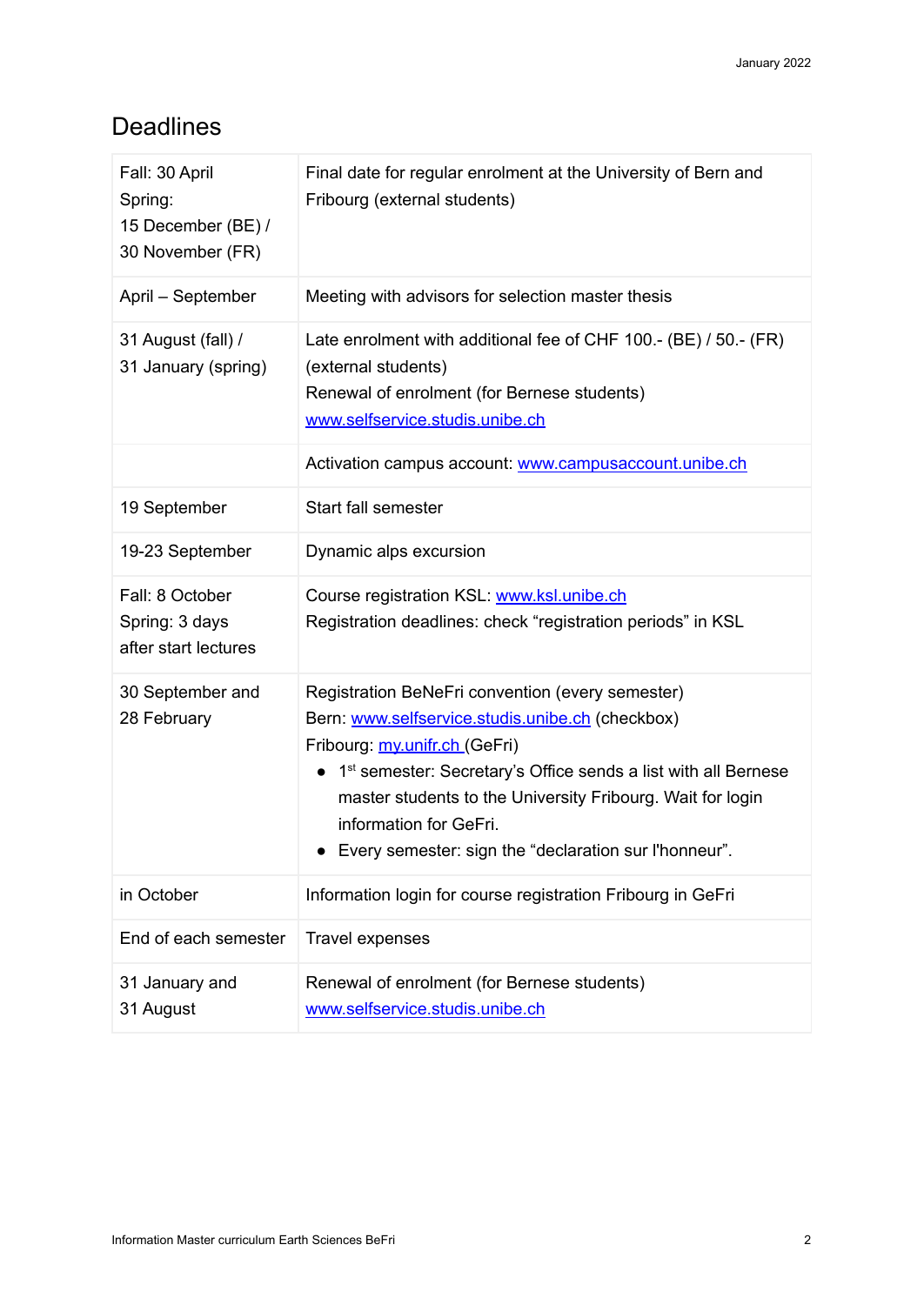## Deadlines

| | |
|---|---|
| Fall: 30 April<br>Spring:<br>15 December (BE) /<br>30 November (FR) | Final date for regular enrolment at the University of Bern and Fribourg (external students) |
| April – September | Meeting with advisors for selection master thesis |
| 31 August (fall) /<br>31 January (spring) | Late enrolment with additional fee of CHF 100.- (BE) / 50.- (FR) (external students)<br>Renewal of enrolment (for Bernese students)<br>www.selfservice.studis.unibe.ch |
| | Activation campus account: www.campusaccount.unibe.ch |
| 19 September | Start fall semester |
| 19-23 September | Dynamic alps excursion |
| Fall: 8 October<br>Spring: 3 days after start lectures | Course registration KSL: www.ksl.unibe.ch<br>Registration deadlines: check "registration periods" in KSL |
| 30 September and<br>28 February | Registration BeNeFri convention (every semester)<br>Bern: www.selfservice.studis.unibe.ch (checkbox)<br>Fribourg: my.unifr.ch (GeFri)<br>• 1st semester: Secretary's Office sends a list with all Bernese master students to the University Fribourg. Wait for login information for GeFri.<br>• Every semester: sign the "declaration sur l'honneur". |
| in October | Information login for course registration Fribourg in GeFri |
| End of each semester | Travel expenses |
| 31 January and<br>31 August | Renewal of enrolment (for Bernese students)<br>www.selfservice.studis.unibe.ch |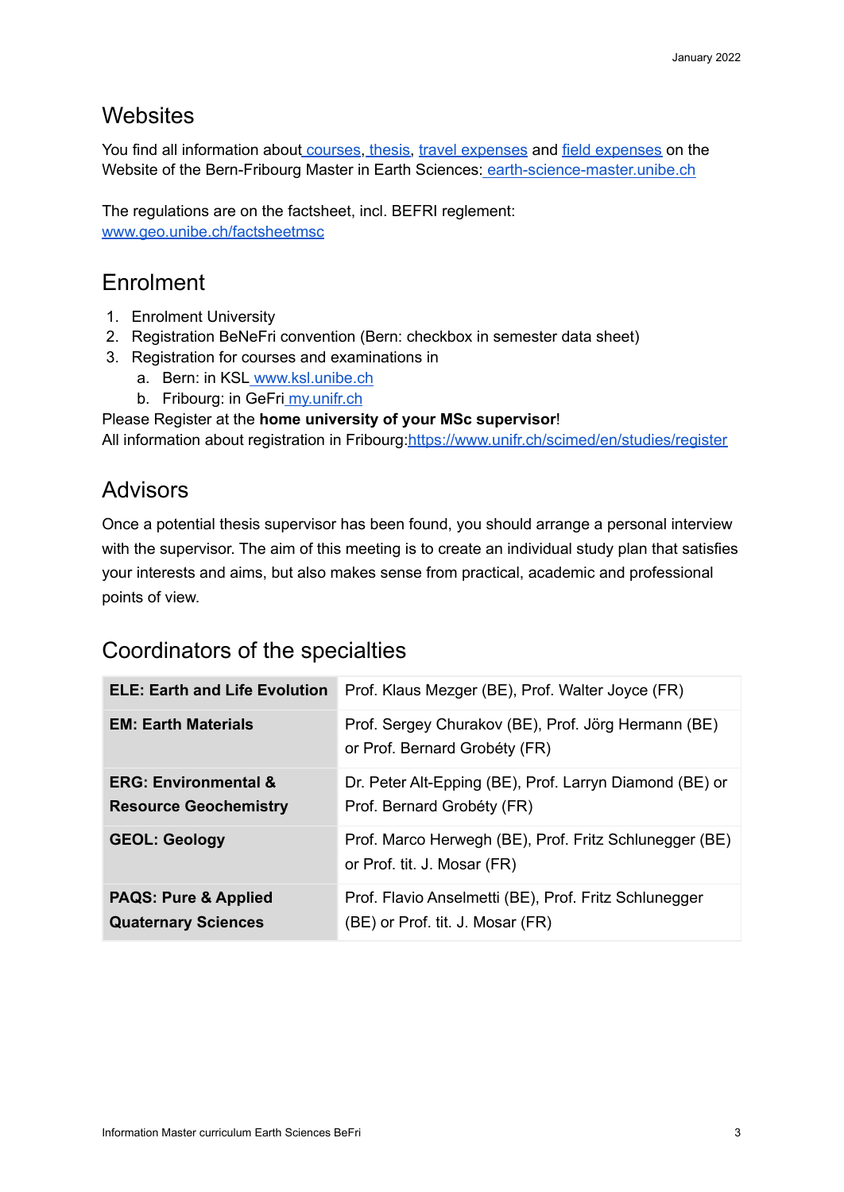## Websites

You find all information about courses, thesis, travel expenses and field expenses on the Website of the Bern-Fribourg Master in Earth Sciences: earth-science-master.unibe.ch

The regulations are on the factsheet, incl. BEFRI reglement: www.geo.unibe.ch/factsheetmsc

## Enrolment

1. Enrolment University
2. Registration BeNeFri convention (Bern: checkbox in semester data sheet)
3. Registration for courses and examinations in
   a. Bern: in KSL www.ksl.unibe.ch
   b. Fribourg: in GeFri my.unifr.ch

Please Register at the **home university of your MSc supervisor**!
All information about registration in Fribourg: https://www.unifr.ch/scimed/en/studies/register

## Advisors

Once a potential thesis supervisor has been found, you should arrange a personal interview with the supervisor. The aim of this meeting is to create an individual study plan that satisfies your interests and aims, but also makes sense from practical, academic and professional points of view.

## Coordinators of the specialties

| | |
|---|---|
| **ELE: Earth and Life Evolution** | Prof. Klaus Mezger (BE), Prof. Walter Joyce (FR) |
| **EM: Earth Materials** | Prof. Sergey Churakov (BE), Prof. Jörg Hermann (BE) or Prof. Bernard Grobéty (FR) |
| **ERG: Environmental & Resource Geochemistry** | Dr. Peter Alt-Epping (BE), Prof. Larryn Diamond (BE) or Prof. Bernard Grobéty (FR) |
| **GEOL: Geology** | Prof. Marco Herwegh (BE), Prof. Fritz Schlunegger (BE) or Prof. tit. J. Mosar (FR) |
| **PAQS: Pure & Applied Quaternary Sciences** | Prof. Flavio Anselmetti (BE), Prof. Fritz Schlunegger (BE) or Prof. tit. J. Mosar (FR) |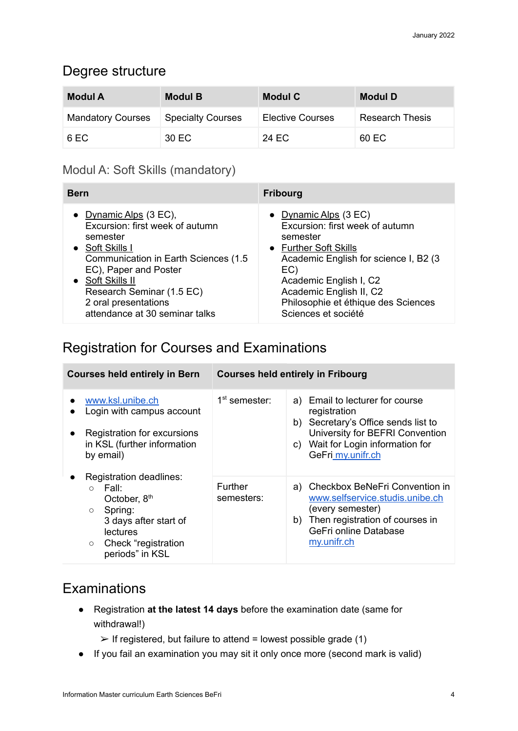# Degree structure

| Modul A | Modul B | Modul C | Modul D |
|---|---|---|---|
| Mandatory Courses | Specialty Courses | Elective Courses | Research Thesis |
| 6 EC | 30 EC | 24 EC | 60 EC |

## Modul A: Soft Skills (mandatory)

| Bern | Fribourg |
|---|---|
| • Dynamic Alps (3 EC), Excursion: first week of autumn semester<br>• Soft Skills I<br>Communication in Earth Sciences (1.5 EC), Paper and Poster<br>• Soft Skills II<br>Research Seminar (1.5 EC)<br>2 oral presentations<br>attendance at 30 seminar talks | • Dynamic Alps (3 EC)<br>Excursion: first week of autumn semester<br>• Further Soft Skills<br>Academic English for science I, B2 (3 EC)<br>Academic English I, C2<br>Academic English II, C2<br>Philosophie et éthique des Sciences<br>Sciences et société |

# Registration for Courses and Examinations

| Courses held entirely in Bern | Courses held entirely in Fribourg | |
|---|---|---|
| • www.ksl.unibe.ch<br>• Login with campus account<br>• Registration for excursions in KSL (further information by email) | 1st semester: | a) Email to lecturer for course registration<br>b) Secretary's Office sends list to University for BEFRI Convention<br>c) Wait for Login information for GeFri my.unifr.ch |
| • Registration deadlines:<br>  ○ Fall:<br>  October, 8th<br>  ○ Spring:<br>  3 days after start of lectures<br>  ○ Check "registration periods" in KSL | Further semesters: | a) Checkbox BeNeFri Convention in www.selfservice.studis.unibe.ch (every semester)<br>b) Then registration of courses in GeFri online Database my.unifr.ch |

# Examinations

- Registration **at the latest 14 days** before the examination date (same for withdrawal!)
  - ➢ If registered, but failure to attend = lowest possible grade (1)
- If you fail an examination you may sit it only once more (second mark is valid)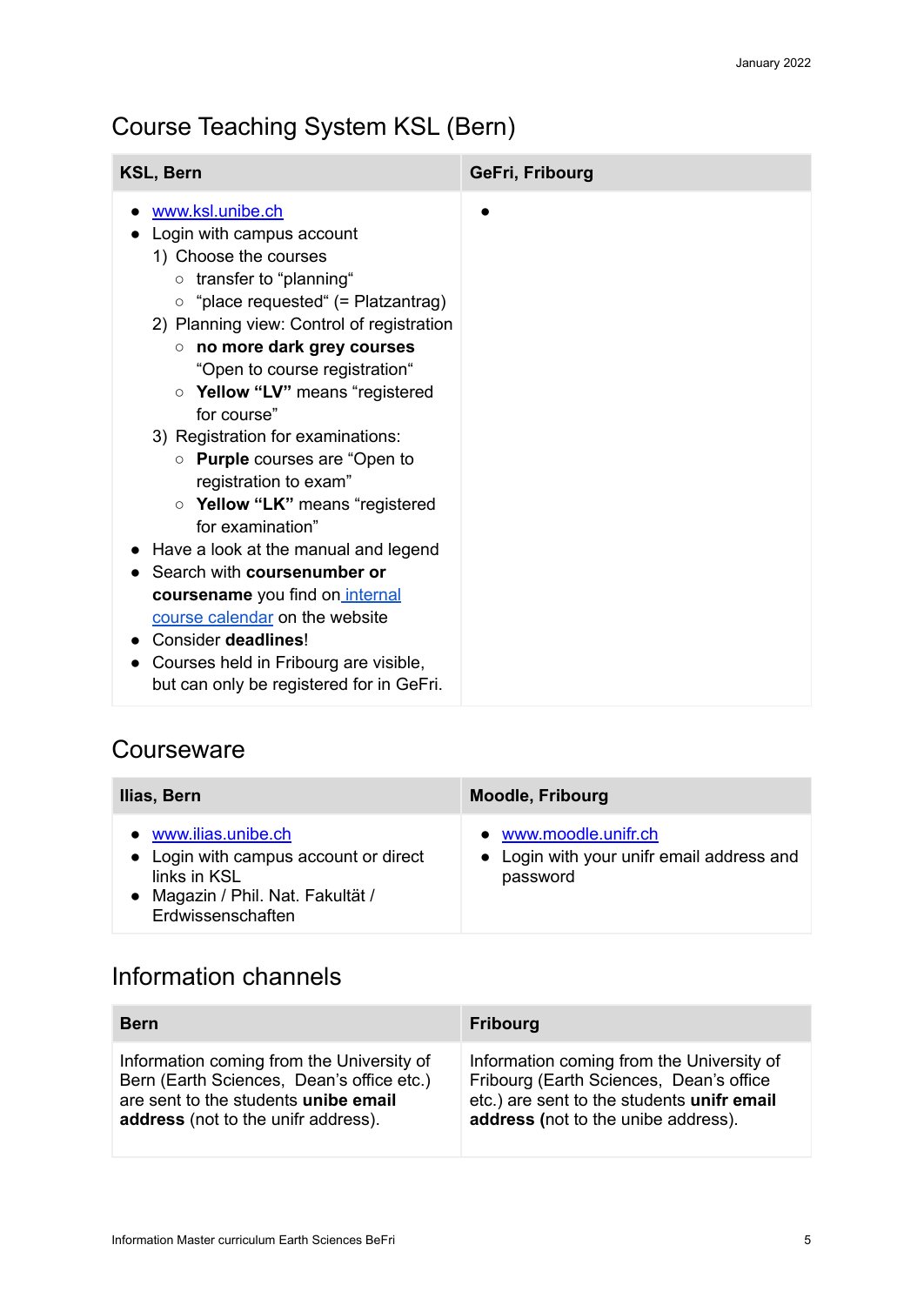## Course Teaching System KSL (Bern)

| KSL, Bern | GeFri, Fribourg |
|---|---|
| • www.ksl.unibe.ch<br>• Login with campus account<br>1) Choose the courses<br>○ transfer to “planning“<br>○ “place requested“ (= Platzantrag)<br>2) Planning view: Control of registration<br>○ **no more dark grey courses** “Open to course registration“<br>○ **Yellow “LV”** means “registered for course”<br>3) Registration for examinations:<br>○ **Purple** courses are “Open to registration to exam”<br>○ **Yellow “LK”** means “registered for examination”<br>• Have a look at the manual and legend<br>• Search with **coursenumber or coursename** you find on internal course calendar on the website<br>• Consider **deadlines**!<br>• Courses held in Fribourg are visible, but can only be registered for in GeFri. | • |

## Courseware

| Ilias, Bern | Moodle, Fribourg |
|---|---|
| • www.ilias.unibe.ch<br>• Login with campus account or direct links in KSL<br>• Magazin / Phil. Nat. Fakultät / Erdwissenschaften | • www.moodle.unifr.ch<br>• Login with your unifr email address and password |

## Information channels

| Bern | Fribourg |
|---|---|
| Information coming from the University of Bern (Earth Sciences, Dean’s office etc.) are sent to the students **unibe email address** (not to the unifr address). | Information coming from the University of Fribourg (Earth Sciences, Dean’s office etc.) are sent to the students **unifr email address (**not to the unibe address). |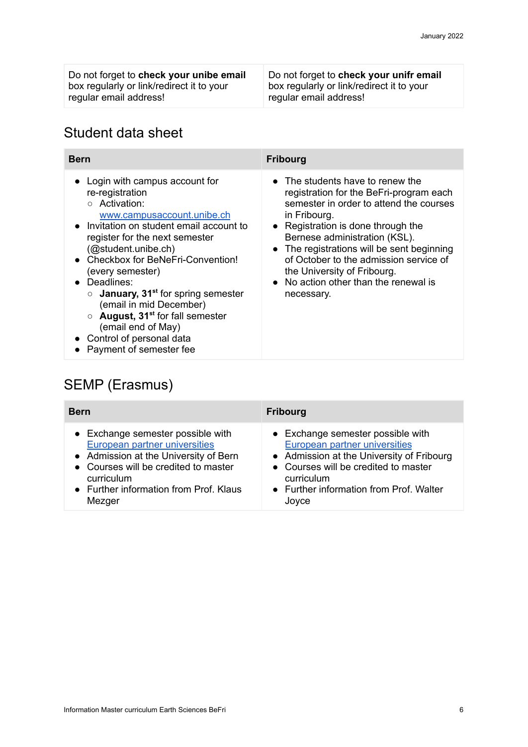| | |
|---|---|
| Do not forget to **check your unibe email** box regularly or link/redirect it to your regular email address! | Do not forget to **check your unifr email** box regularly or link/redirect it to your regular email address! |

## Student data sheet

| Bern | Fribourg |
|---|---|
| • Login with campus account for re-registration<br>  ○ Activation: www.campusaccount.unibe.ch<br>• Invitation on student email account to register for the next semester (@student.unibe.ch)<br>• Checkbox for BeNeFri-Convention! (every semester)<br>• Deadlines:<br>  ○ **January, 31st** for spring semester (email in mid December)<br>  ○ **August, 31st** for fall semester (email end of May)<br>• Control of personal data<br>• Payment of semester fee | • The students have to renew the registration for the BeFri-program each semester in order to attend the courses in Fribourg.<br>• Registration is done through the Bernese administration (KSL).<br>• The registrations will be sent beginning of October to the admission service of the University of Fribourg.<br>• No action other than the renewal is necessary. |

## SEMP (Erasmus)

| Bern | Fribourg |
|---|---|
| • Exchange semester possible with European partner universities<br>• Admission at the University of Bern<br>• Courses will be credited to master curriculum<br>• Further information from Prof. Klaus Mezger | • Exchange semester possible with European partner universities<br>• Admission at the University of Fribourg<br>• Courses will be credited to master curriculum<br>• Further information from Prof. Walter Joyce |